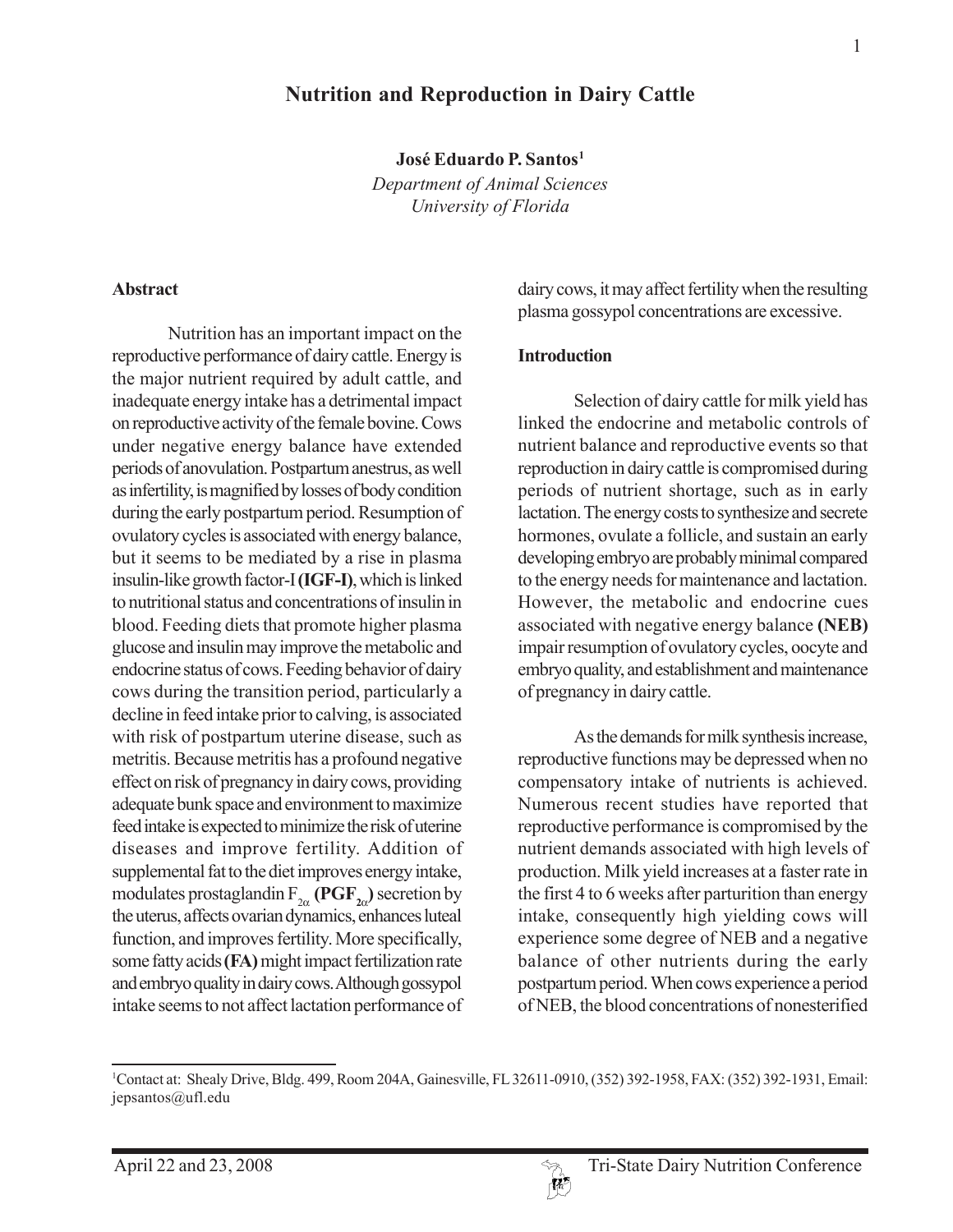# Nutrition and Reproduction in Dairy Cattle

**José Eduardo P. Santos**[1]

*Department of Animal Sciences*
*University of Florida*

## Abstract

Nutrition has an important impact on the reproductive performance of dairy cattle. Energy is the major nutrient required by adult cattle, and inadequate energy intake has a detrimental impact on reproductive activity of the female bovine. Cows under negative energy balance have extended periods of anovulation. Postpartum anestrus, as well as infertility, is magnified by losses of body condition during the early postpartum period. Resumption of ovulatory cycles is associated with energy balance, but it seems to be mediated by a rise in plasma insulin-like growth factor-I **(IGF-I)**, which is linked to nutritional status and concentrations of insulin in blood. Feeding diets that promote higher plasma glucose and insulin may improve the metabolic and endocrine status of cows. Feeding behavior of dairy cows during the transition period, particularly a decline in feed intake prior to calving, is associated with risk of postpartum uterine disease, such as metritis. Because metritis has a profound negative effect on risk of pregnancy in dairy cows, providing adequate bunk space and environment to maximize feed intake is expected to minimize the risk of uterine diseases and improve fertility. Addition of supplemental fat to the diet improves energy intake, modulates prostaglandin $F_{2\alpha}$ **($PGF_{2\alpha}$)** secretion by the uterus, affects ovarian dynamics, enhances luteal function, and improves fertility. More specifically, some fatty acids **(FA)** might impact fertilization rate and embryo quality in dairy cows. Although gossypol intake seems to not affect lactation performance of dairy cows, it may affect fertility when the resulting plasma gossypol concentrations are excessive.

## Introduction

Selection of dairy cattle for milk yield has linked the endocrine and metabolic controls of nutrient balance and reproductive events so that reproduction in dairy cattle is compromised during periods of nutrient shortage, such as in early lactation. The energy costs to synthesize and secrete hormones, ovulate a follicle, and sustain an early developing embryo are probably minimal compared to the energy needs for maintenance and lactation. However, the metabolic and endocrine cues associated with negative energy balance **(NEB)** impair resumption of ovulatory cycles, oocyte and embryo quality, and establishment and maintenance of pregnancy in dairy cattle.

As the demands for milk synthesis increase, reproductive functions may be depressed when no compensatory intake of nutrients is achieved. Numerous recent studies have reported that reproductive performance is compromised by the nutrient demands associated with high levels of production. Milk yield increases at a faster rate in the first 4 to 6 weeks after parturition than energy intake, consequently high yielding cows will experience some degree of NEB and a negative balance of other nutrients during the early postpartum period. When cows experience a period of NEB, the blood concentrations of nonesterified

[1] Contact at: Shealy Drive, Bldg. 499, Room 204A, Gainesville, FL 32611-0910, (352) 392-1958, FAX: (352) 392-1931, Email: jepsantos@ufl.edu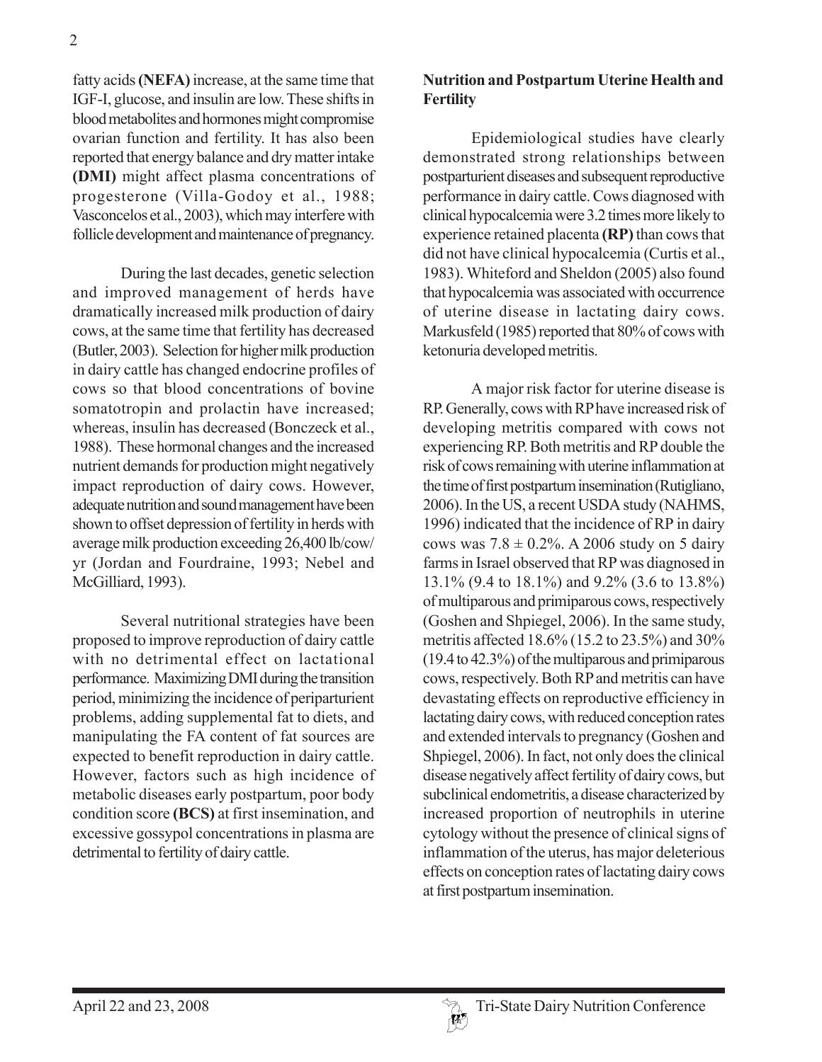fatty acids **(NEFA)** increase, at the same time that IGF-I, glucose, and insulin are low. These shifts in blood metabolites and hormones might compromise ovarian function and fertility. It has also been reported that energy balance and dry matter intake **(DMI)** might affect plasma concentrations of progesterone (Villa-Godoy et al., 1988; Vasconcelos et al., 2003), which may interfere with follicle development and maintenance of pregnancy.

During the last decades, genetic selection and improved management of herds have dramatically increased milk production of dairy cows, at the same time that fertility has decreased (Butler, 2003). Selection for higher milk production in dairy cattle has changed endocrine profiles of cows so that blood concentrations of bovine somatotropin and prolactin have increased; whereas, insulin has decreased (Bonczeck et al., 1988). These hormonal changes and the increased nutrient demands for production might negatively impact reproduction of dairy cows. However, adequate nutrition and sound management have been shown to offset depression of fertility in herds with average milk production exceeding 26,400 lb/cow/yr (Jordan and Fourdraine, 1993; Nebel and McGilliard, 1993).

Several nutritional strategies have been proposed to improve reproduction of dairy cattle with no detrimental effect on lactational performance. Maximizing DMI during the transition period, minimizing the incidence of periparturient problems, adding supplemental fat to diets, and manipulating the FA content of fat sources are expected to benefit reproduction in dairy cattle. However, factors such as high incidence of metabolic diseases early postpartum, poor body condition score **(BCS)** at first insemination, and excessive gossypol concentrations in plasma are detrimental to fertility of dairy cattle.

## Nutrition and Postpartum Uterine Health and Fertility

Epidemiological studies have clearly demonstrated strong relationships between postparturient diseases and subsequent reproductive performance in dairy cattle. Cows diagnosed with clinical hypocalcemia were 3.2 times more likely to experience retained placenta **(RP)** than cows that did not have clinical hypocalcemia (Curtis et al., 1983). Whiteford and Sheldon (2005) also found that hypocalcemia was associated with occurrence of uterine disease in lactating dairy cows. Markusfeld (1985) reported that 80% of cows with ketonuria developed metritis.

A major risk factor for uterine disease is RP. Generally, cows with RP have increased risk of developing metritis compared with cows not experiencing RP. Both metritis and RP double the risk of cows remaining with uterine inflammation at the time of first postpartum insemination (Rutigliano, 2006). In the US, a recent USDA study (NAHMS, 1996) indicated that the incidence of RP in dairy cows was $7.8 \pm 0.2\%$. A 2006 study on 5 dairy farms in Israel observed that RP was diagnosed in 13.1% (9.4 to 18.1%) and 9.2% (3.6 to 13.8%) of multiparous and primiparous cows, respectively (Goshen and Shpiegel, 2006). In the same study, metritis affected 18.6% (15.2 to 23.5%) and 30% (19.4 to 42.3%) of the multiparous and primiparous cows, respectively. Both RP and metritis can have devastating effects on reproductive efficiency in lactating dairy cows, with reduced conception rates and extended intervals to pregnancy (Goshen and Shpiegel, 2006). In fact, not only does the clinical disease negatively affect fertility of dairy cows, but subclinical endometritis, a disease characterized by increased proportion of neutrophils in uterine cytology without the presence of clinical signs of inflammation of the uterus, has major deleterious effects on conception rates of lactating dairy cows at first postpartum insemination.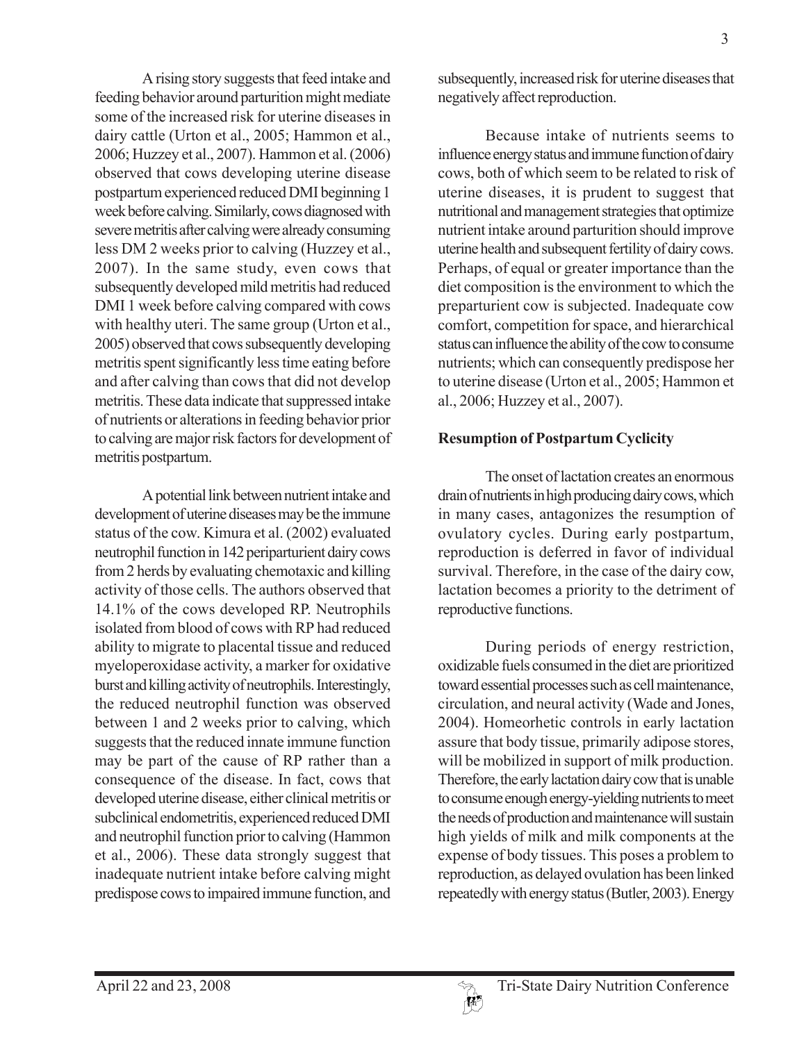A rising story suggests that feed intake and feeding behavior around parturition might mediate some of the increased risk for uterine diseases in dairy cattle (Urton et al., 2005; Hammon et al., 2006; Huzzey et al., 2007). Hammon et al. (2006) observed that cows developing uterine disease postpartum experienced reduced DMI beginning 1 week before calving. Similarly, cows diagnosed with severe metritis after calving were already consuming less DM 2 weeks prior to calving (Huzzey et al., 2007). In the same study, even cows that subsequently developed mild metritis had reduced DMI 1 week before calving compared with cows with healthy uteri. The same group (Urton et al., 2005) observed that cows subsequently developing metritis spent significantly less time eating before and after calving than cows that did not develop metritis. These data indicate that suppressed intake of nutrients or alterations in feeding behavior prior to calving are major risk factors for development of metritis postpartum.

A potential link between nutrient intake and development of uterine diseases may be the immune status of the cow. Kimura et al. (2002) evaluated neutrophil function in 142 periparturient dairy cows from 2 herds by evaluating chemotaxic and killing activity of those cells. The authors observed that 14.1% of the cows developed RP. Neutrophils isolated from blood of cows with RP had reduced ability to migrate to placental tissue and reduced myeloperoxidase activity, a marker for oxidative burst and killing activity of neutrophils. Interestingly, the reduced neutrophil function was observed between 1 and 2 weeks prior to calving, which suggests that the reduced innate immune function may be part of the cause of RP rather than a consequence of the disease. In fact, cows that developed uterine disease, either clinical metritis or subclinical endometritis, experienced reduced DMI and neutrophil function prior to calving (Hammon et al., 2006). These data strongly suggest that inadequate nutrient intake before calving might predispose cows to impaired immune function, and subsequently, increased risk for uterine diseases that negatively affect reproduction.

Because intake of nutrients seems to influence energy status and immune function of dairy cows, both of which seem to be related to risk of uterine diseases, it is prudent to suggest that nutritional and management strategies that optimize nutrient intake around parturition should improve uterine health and subsequent fertility of dairy cows. Perhaps, of equal or greater importance than the diet composition is the environment to which the preparturient cow is subjected. Inadequate cow comfort, competition for space, and hierarchical status can influence the ability of the cow to consume nutrients; which can consequently predispose her to uterine disease (Urton et al., 2005; Hammon et al., 2006; Huzzey et al., 2007).

**Resumption of Postpartum Cyclicity**

The onset of lactation creates an enormous drain of nutrients in high producing dairy cows, which in many cases, antagonizes the resumption of ovulatory cycles. During early postpartum, reproduction is deferred in favor of individual survival. Therefore, in the case of the dairy cow, lactation becomes a priority to the detriment of reproductive functions.

During periods of energy restriction, oxidizable fuels consumed in the diet are prioritized toward essential processes such as cell maintenance, circulation, and neural activity (Wade and Jones, 2004). Homeorhetic controls in early lactation assure that body tissue, primarily adipose stores, will be mobilized in support of milk production. Therefore, the early lactation dairy cow that is unable to consume enough energy-yielding nutrients to meet the needs of production and maintenance will sustain high yields of milk and milk components at the expense of body tissues. This poses a problem to reproduction, as delayed ovulation has been linked repeatedly with energy status (Butler, 2003). Energy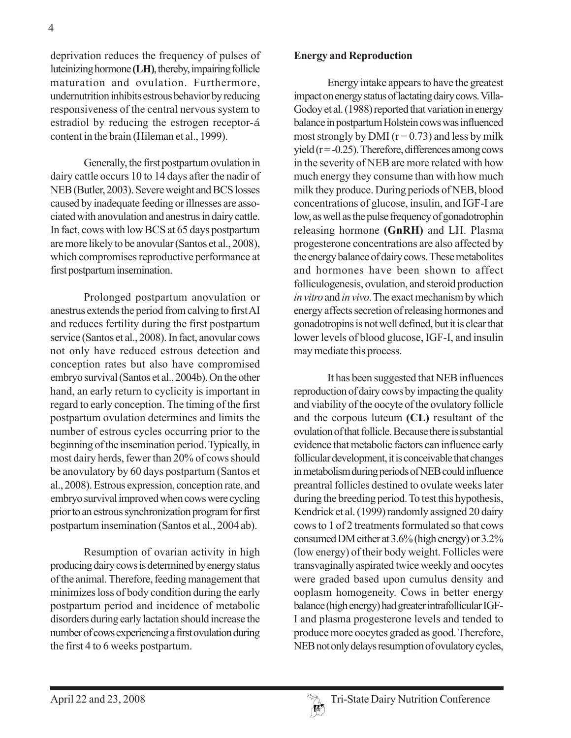deprivation reduces the frequency of pulses of luteinizing hormone **(LH)**, thereby, impairing follicle maturation and ovulation. Furthermore, undernutrition inhibits estrous behavior by reducing responsiveness of the central nervous system to estradiol by reducing the estrogen receptor-á content in the brain (Hileman et al., 1999).

Generally, the first postpartum ovulation in dairy cattle occurs 10 to 14 days after the nadir of NEB (Butler, 2003). Severe weight and BCS losses caused by inadequate feeding or illnesses are associated with anovulation and anestrus in dairy cattle. In fact, cows with low BCS at 65 days postpartum are more likely to be anovular (Santos et al., 2008), which compromises reproductive performance at first postpartum insemination.

Prolonged postpartum anovulation or anestrus extends the period from calving to first AI and reduces fertility during the first postpartum service (Santos et al., 2008). In fact, anovular cows not only have reduced estrous detection and conception rates but also have compromised embryo survival (Santos et al., 2004b). On the other hand, an early return to cyclicity is important in regard to early conception. The timing of the first postpartum ovulation determines and limits the number of estrous cycles occurring prior to the beginning of the insemination period. Typically, in most dairy herds, fewer than 20% of cows should be anovulatory by 60 days postpartum (Santos et al., 2008). Estrous expression, conception rate, and embryo survival improved when cows were cycling prior to an estrous synchronization program for first postpartum insemination (Santos et al., 2004 ab).

Resumption of ovarian activity in high producing dairy cows is determined by energy status of the animal. Therefore, feeding management that minimizes loss of body condition during the early postpartum period and incidence of metabolic disorders during early lactation should increase the number of cows experiencing a first ovulation during the first 4 to 6 weeks postpartum.

**Energy and Reproduction**

Energy intake appears to have the greatest impact on energy status of lactating dairy cows. Villa-Godoy et al. (1988) reported that variation in energy balance in postpartum Holstein cows was influenced most strongly by DMI ($r = 0.73$) and less by milk yield ($r = -0.25$). Therefore, differences among cows in the severity of NEB are more related with how much energy they consume than with how much milk they produce. During periods of NEB, blood concentrations of glucose, insulin, and IGF-I are low, as well as the pulse frequency of gonadotrophin releasing hormone **(GnRH)** and LH. Plasma progesterone concentrations are also affected by the energy balance of dairy cows. These metabolites and hormones have been shown to affect folliculogenesis, ovulation, and steroid production *in vitro* and *in vivo*. The exact mechanism by which energy affects secretion of releasing hormones and gonadotropins is not well defined, but it is clear that lower levels of blood glucose, IGF-I, and insulin may mediate this process.

It has been suggested that NEB influences reproduction of dairy cows by impacting the quality and viability of the oocyte of the ovulatory follicle and the corpous luteum **(CL)** resultant of the ovulation of that follicle. Because there is substantial evidence that metabolic factors can influence early follicular development, it is conceivable that changes in metabolism during periods of NEB could influence preantral follicles destined to ovulate weeks later during the breeding period. To test this hypothesis, Kendrick et al. (1999) randomly assigned 20 dairy cows to 1 of 2 treatments formulated so that cows consumed DM either at 3.6% (high energy) or 3.2% (low energy) of their body weight. Follicles were transvaginally aspirated twice weekly and oocytes were graded based upon cumulus density and ooplasm homogeneity. Cows in better energy balance (high energy) had greater intrafollicular IGF-I and plasma progesterone levels and tended to produce more oocytes graded as good. Therefore, NEB not only delays resumption of ovulatory cycles,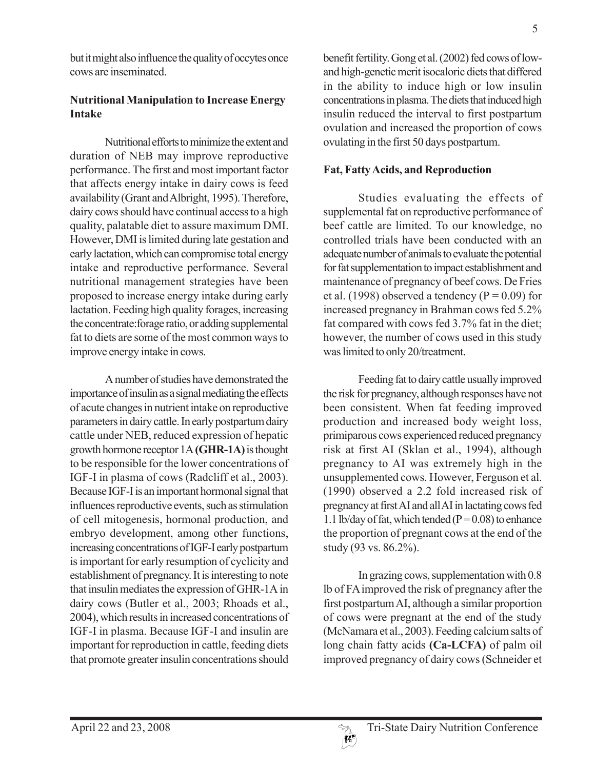but it might also influence the quality of occytes once cows are inseminated.

### Nutritional Manipulation to Increase Energy Intake

Nutritional efforts to minimize the extent and duration of NEB may improve reproductive performance. The first and most important factor that affects energy intake in dairy cows is feed availability (Grant and Albright, 1995). Therefore, dairy cows should have continual access to a high quality, palatable diet to assure maximum DMI. However, DMI is limited during late gestation and early lactation, which can compromise total energy intake and reproductive performance. Several nutritional management strategies have been proposed to increase energy intake during early lactation. Feeding high quality forages, increasing the concentrate:forage ratio, or adding supplemental fat to diets are some of the most common ways to improve energy intake in cows.

A number of studies have demonstrated the importance of insulin as a signal mediating the effects of acute changes in nutrient intake on reproductive parameters in dairy cattle. In early postpartum dairy cattle under NEB, reduced expression of hepatic growth hormone receptor 1A **(GHR-1A)** is thought to be responsible for the lower concentrations of IGF-I in plasma of cows (Radcliff et al., 2003). Because IGF-I is an important hormonal signal that influences reproductive events, such as stimulation of cell mitogenesis, hormonal production, and embryo development, among other functions, increasing concentrations of IGF-I early postpartum is important for early resumption of cyclicity and establishment of pregnancy. It is interesting to note that insulin mediates the expression of GHR-1A in dairy cows (Butler et al., 2003; Rhoads et al., 2004), which results in increased concentrations of IGF-I in plasma. Because IGF-I and insulin are important for reproduction in cattle, feeding diets that promote greater insulin concentrations should benefit fertility. Gong et al. (2002) fed cows of low- and high-genetic merit isocaloric diets that differed in the ability to induce high or low insulin concentrations in plasma. The diets that induced high insulin reduced the interval to first postpartum ovulation and increased the proportion of cows ovulating in the first 50 days postpartum.

### Fat, Fatty Acids, and Reproduction

Studies evaluating the effects of supplemental fat on reproductive performance of beef cattle are limited. To our knowledge, no controlled trials have been conducted with an adequate number of animals to evaluate the potential for fat supplementation to impact establishment and maintenance of pregnancy of beef cows. De Fries et al. (1998) observed a tendency ($P = 0.09$) for increased pregnancy in Brahman cows fed 5.2% fat compared with cows fed 3.7% fat in the diet; however, the number of cows used in this study was limited to only 20/treatment.

Feeding fat to dairy cattle usually improved the risk for pregnancy, although responses have not been consistent. When fat feeding improved production and increased body weight loss, primiparous cows experienced reduced pregnancy risk at first AI (Sklan et al., 1994), although pregnancy to AI was extremely high in the unsupplemented cows. However, Ferguson et al. (1990) observed a 2.2 fold increased risk of pregnancy at first AI and all AI in lactating cows fed 1.1 lb/day of fat, which tended ($P = 0.08$) to enhance the proportion of pregnant cows at the end of the study (93 vs. 86.2%).

In grazing cows, supplementation with 0.8 lb of FA improved the risk of pregnancy after the first postpartum AI, although a similar proportion of cows were pregnant at the end of the study (McNamara et al., 2003). Feeding calcium salts of long chain fatty acids **(Ca-LCFA)** of palm oil improved pregnancy of dairy cows (Schneider et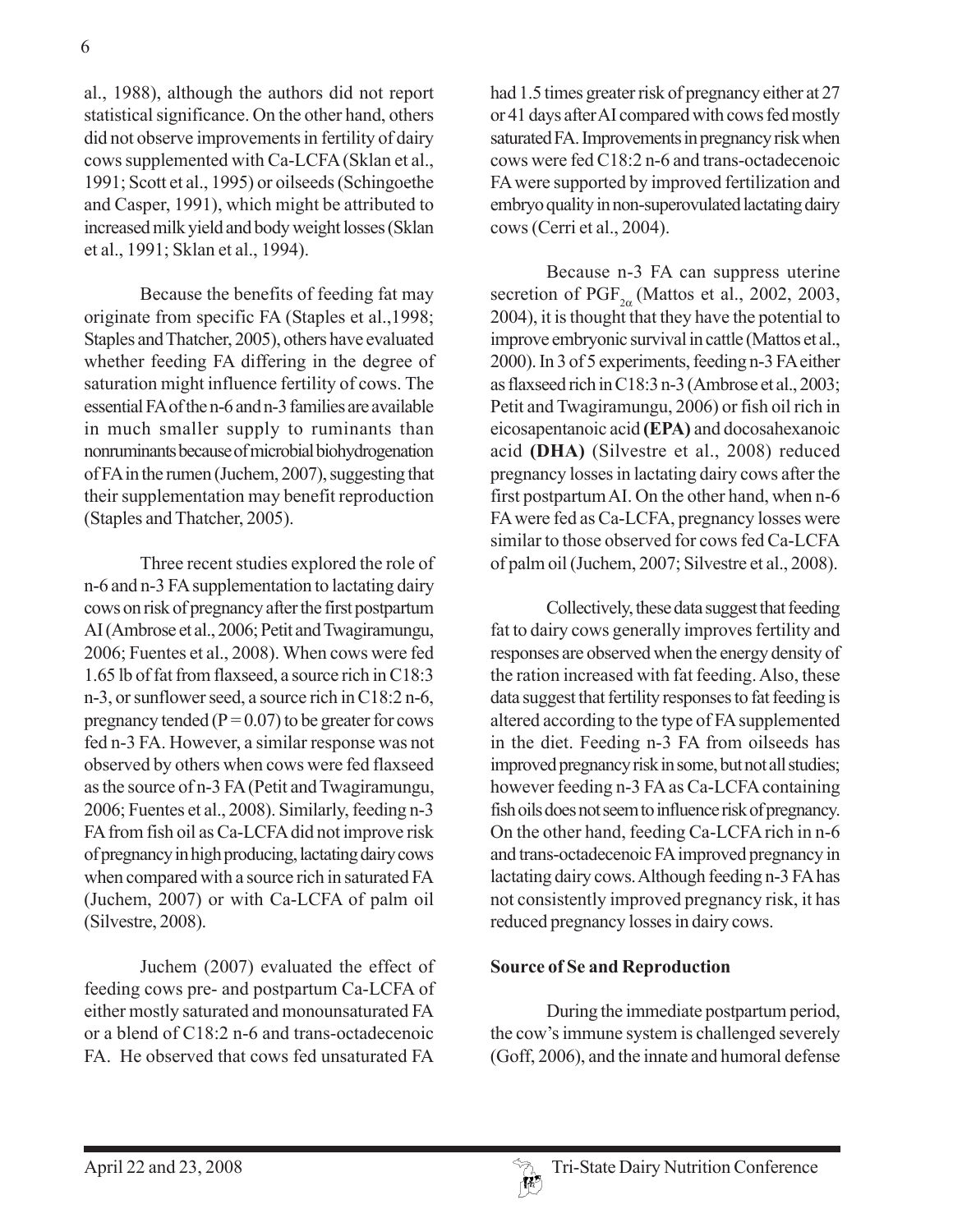al., 1988), although the authors did not report statistical significance. On the other hand, others did not observe improvements in fertility of dairy cows supplemented with Ca-LCFA (Sklan et al., 1991; Scott et al., 1995) or oilseeds (Schingoethe and Casper, 1991), which might be attributed to increased milk yield and body weight losses (Sklan et al., 1991; Sklan et al., 1994).

Because the benefits of feeding fat may originate from specific FA (Staples et al.,1998; Staples and Thatcher, 2005), others have evaluated whether feeding FA differing in the degree of saturation might influence fertility of cows. The essential FA of the n-6 and n-3 families are available in much smaller supply to ruminants than nonruminants because of microbial biohydrogenation of FA in the rumen (Juchem, 2007), suggesting that their supplementation may benefit reproduction (Staples and Thatcher, 2005).

Three recent studies explored the role of n-6 and n-3 FA supplementation to lactating dairy cows on risk of pregnancy after the first postpartum AI (Ambrose et al., 2006; Petit and Twagiramungu, 2006; Fuentes et al., 2008). When cows were fed 1.65 lb of fat from flaxseed, a source rich in C18:3 n-3, or sunflower seed, a source rich in C18:2 n-6, pregnancy tended ($P = 0.07$) to be greater for cows fed n-3 FA. However, a similar response was not observed by others when cows were fed flaxseed as the source of n-3 FA (Petit and Twagiramungu, 2006; Fuentes et al., 2008). Similarly, feeding n-3 FA from fish oil as Ca-LCFA did not improve risk of pregnancy in high producing, lactating dairy cows when compared with a source rich in saturated FA (Juchem, 2007) or with Ca-LCFA of palm oil (Silvestre, 2008).

Juchem (2007) evaluated the effect of feeding cows pre- and postpartum Ca-LCFA of either mostly saturated and monounsaturated FA or a blend of C18:2 n-6 and trans-octadecenoic FA. He observed that cows fed unsaturated FA had 1.5 times greater risk of pregnancy either at 27 or 41 days after AI compared with cows fed mostly saturated FA. Improvements in pregnancy risk when cows were fed C18:2 n-6 and trans-octadecenoic FA were supported by improved fertilization and embryo quality in non-superovulated lactating dairy cows (Cerri et al., 2004).

Because n-3 FA can suppress uterine secretion of $PGF_{2\alpha}$ (Mattos et al., 2002, 2003, 2004), it is thought that they have the potential to improve embryonic survival in cattle (Mattos et al., 2000). In 3 of 5 experiments, feeding n-3 FA either as flaxseed rich in C18:3 n-3 (Ambrose et al., 2003; Petit and Twagiramungu, 2006) or fish oil rich in eicosapentanoic acid **(EPA)** and docosahexanoic acid **(DHA)** (Silvestre et al., 2008) reduced pregnancy losses in lactating dairy cows after the first postpartum AI. On the other hand, when n-6 FA were fed as Ca-LCFA, pregnancy losses were similar to those observed for cows fed Ca-LCFA of palm oil (Juchem, 2007; Silvestre et al., 2008).

Collectively, these data suggest that feeding fat to dairy cows generally improves fertility and responses are observed when the energy density of the ration increased with fat feeding. Also, these data suggest that fertility responses to fat feeding is altered according to the type of FA supplemented in the diet. Feeding n-3 FA from oilseeds has improved pregnancy risk in some, but not all studies; however feeding n-3 FA as Ca-LCFA containing fish oils does not seem to influence risk of pregnancy. On the other hand, feeding Ca-LCFA rich in n-6 and trans-octadecenoic FA improved pregnancy in lactating dairy cows. Although feeding n-3 FA has not consistently improved pregnancy risk, it has reduced pregnancy losses in dairy cows.

**Source of Se and Reproduction**

During the immediate postpartum period, the cow's immune system is challenged severely (Goff, 2006), and the innate and humoral defense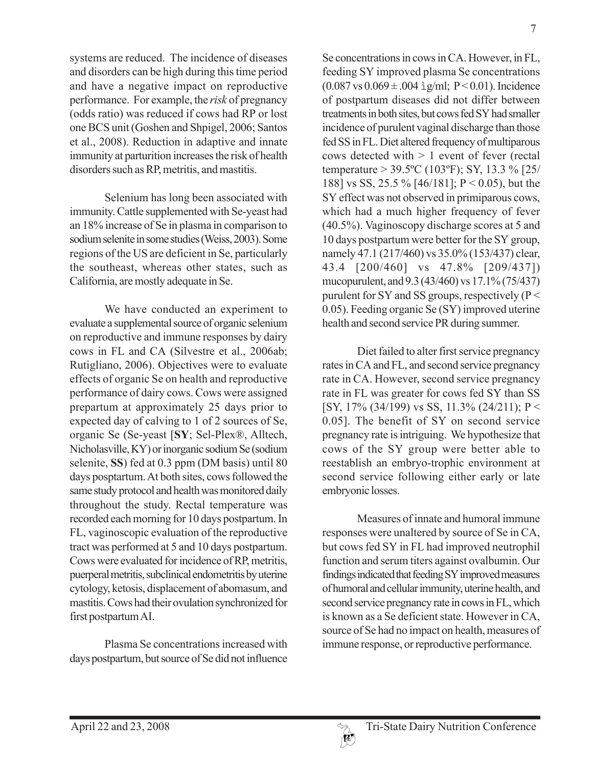systems are reduced. The incidence of diseases and disorders can be high during this time period and have a negative impact on reproductive performance. For example, the *risk* of pregnancy (odds ratio) was reduced if cows had RP or lost one BCS unit (Goshen and Shpigel, 2006; Santos et al., 2008). Reduction in adaptive and innate immunity at parturition increases the risk of health disorders such as RP, metritis, and mastitis.

Selenium has long been associated with immunity. Cattle supplemented with Se-yeast had an 18% increase of Se in plasma in comparison to sodium selenite in some studies (Weiss, 2003). Some regions of the US are deficient in Se, particularly the southeast, whereas other states, such as California, are mostly adequate in Se.

We have conducted an experiment to evaluate a supplemental source of organic selenium on reproductive and immune responses by dairy cows in FL and CA (Silvestre et al., 2006ab; Rutigliano, 2006). Objectives were to evaluate effects of organic Se on health and reproductive performance of dairy cows. Cows were assigned prepartum at approximately 25 days prior to expected day of calving to 1 of 2 sources of Se, organic Se (Se-yeast [**SY**; Sel-Plex®, Alltech, Nicholasville, KY) or inorganic sodium Se (sodium selenite, **SS**) fed at 0.3 ppm (DM basis) until 80 days posptartum. At both sites, cows followed the same study protocol and health was monitored daily throughout the study. Rectal temperature was recorded each morning for 10 days postpartum. In FL, vaginoscopic evaluation of the reproductive tract was performed at 5 and 10 days postpartum. Cows were evaluated for incidence of RP, metritis, puerperal metritis, subclinical endometritis by uterine cytology, ketosis, displacement of abomasum, and mastitis. Cows had their ovulation synchronized for first postpartum AI.

Plasma Se concentrations increased with days postpartum, but source of Se did not influence Se concentrations in cows in CA. However, in FL, feeding SY improved plasma Se concentrations (0.087 vs 0.069 ± .004 ìg/ml; $P < 0.01$). Incidence of postpartum diseases did not differ between treatments in both sites, but cows fed SY had smaller incidence of purulent vaginal discharge than those fed SS in FL. Diet altered frequency of multiparous cows detected with > 1 event of fever (rectal temperature > 39.5ºC (103ºF); SY, 13.3 % [25/188] vs SS, 25.5 % [46/181]; $P < 0.05$), but the SY effect was not observed in primiparous cows, which had a much higher frequency of fever (40.5%). Vaginoscopy discharge scores at 5 and 10 days postpartum were better for the SY group, namely 47.1 (217/460) vs 35.0% (153/437) clear, 43.4 [200/460] vs 47.8% [209/437]) mucopurulent, and 9.3 (43/460) vs 17.1% (75/437) purulent for SY and SS groups, respectively ($P < 0.05$). Feeding organic Se (SY) improved uterine health and second service PR during summer.

Diet failed to alter first service pregnancy rates in CA and FL, and second service pregnancy rate in CA. However, second service pregnancy rate in FL was greater for cows fed SY than SS [SY, 17% (34/199) vs SS, 11.3% (24/211); $P < 0.05$]. The benefit of SY on second service pregnancy rate is intriguing. We hypothesize that cows of the SY group were better able to reestablish an embryo-trophic environment at second service following either early or late embryonic losses.

Measures of innate and humoral immune responses were unaltered by source of Se in CA, but cows fed SY in FL had improved neutrophil function and serum titers against ovalbumin. Our findings indicated that feeding SY improved measures of humoral and cellular immunity, uterine health, and second service pregnancy rate in cows in FL, which is known as a Se deficient state. However in CA, source of Se had no impact on health, measures of immune response, or reproductive performance.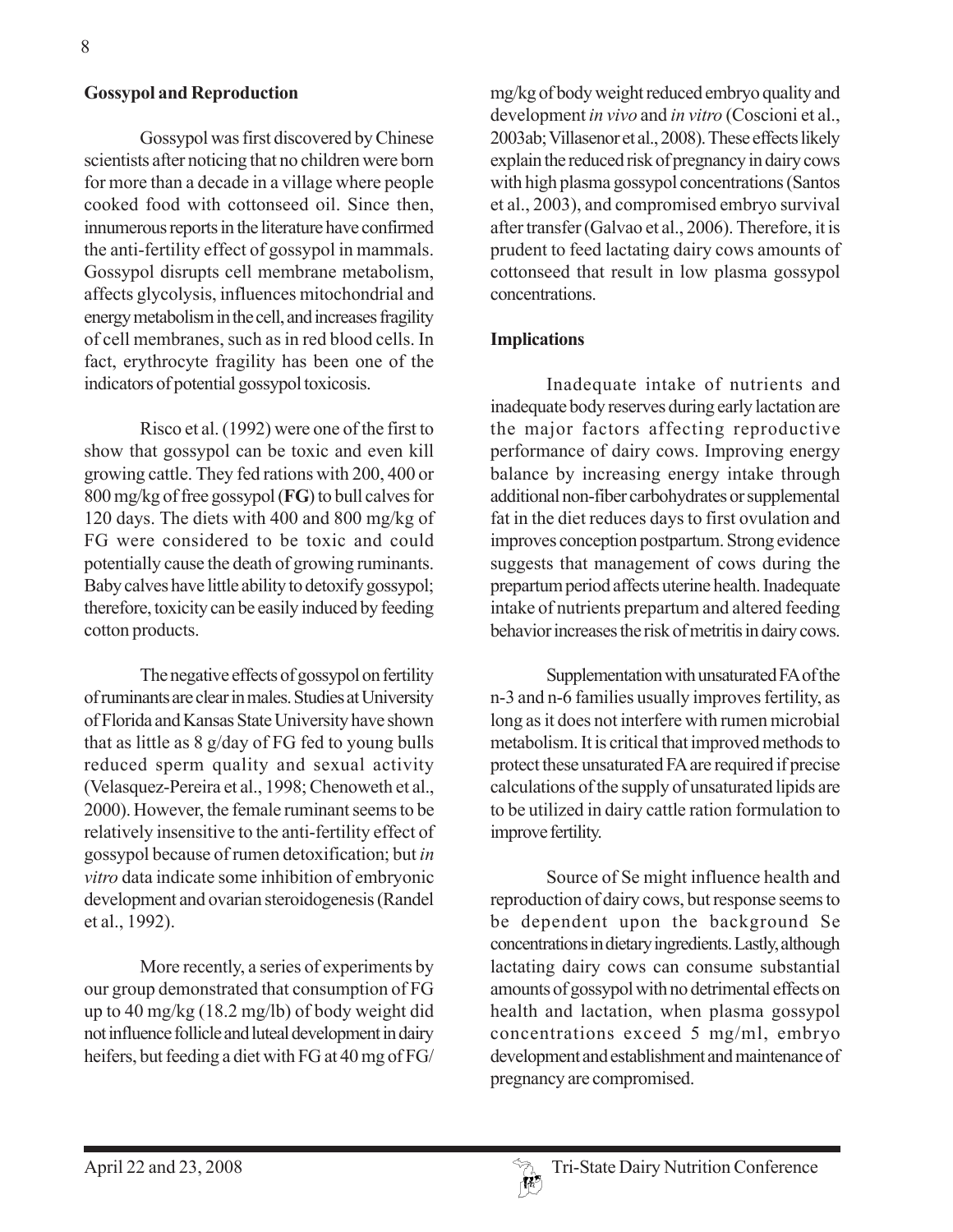## Gossypol and Reproduction

Gossypol was first discovered by Chinese scientists after noticing that no children were born for more than a decade in a village where people cooked food with cottonseed oil. Since then, innumerous reports in the literature have confirmed the anti-fertility effect of gossypol in mammals. Gossypol disrupts cell membrane metabolism, affects glycolysis, influences mitochondrial and energy metabolism in the cell, and increases fragility of cell membranes, such as in red blood cells. In fact, erythrocyte fragility has been one of the indicators of potential gossypol toxicosis.

Risco et al. (1992) were one of the first to show that gossypol can be toxic and even kill growing cattle. They fed rations with 200, 400 or 800 mg/kg of free gossypol (**FG**) to bull calves for 120 days. The diets with 400 and 800 mg/kg of FG were considered to be toxic and could potentially cause the death of growing ruminants. Baby calves have little ability to detoxify gossypol; therefore, toxicity can be easily induced by feeding cotton products.

The negative effects of gossypol on fertility of ruminants are clear in males. Studies at University of Florida and Kansas State University have shown that as little as 8 g/day of FG fed to young bulls reduced sperm quality and sexual activity (Velasquez-Pereira et al., 1998; Chenoweth et al., 2000). However, the female ruminant seems to be relatively insensitive to the anti-fertility effect of gossypol because of rumen detoxification; but *in vitro* data indicate some inhibition of embryonic development and ovarian steroidogenesis (Randel et al., 1992).

More recently, a series of experiments by our group demonstrated that consumption of FG up to 40 mg/kg (18.2 mg/lb) of body weight did not influence follicle and luteal development in dairy heifers, but feeding a diet with FG at 40 mg of FG/mg/kg of body weight reduced embryo quality and development *in vivo* and *in vitro* (Coscioni et al., 2003ab; Villasenor et al., 2008). These effects likely explain the reduced risk of pregnancy in dairy cows with high plasma gossypol concentrations (Santos et al., 2003), and compromised embryo survival after transfer (Galvao et al., 2006). Therefore, it is prudent to feed lactating dairy cows amounts of cottonseed that result in low plasma gossypol concentrations.

## Implications

Inadequate intake of nutrients and inadequate body reserves during early lactation are the major factors affecting reproductive performance of dairy cows. Improving energy balance by increasing energy intake through additional non-fiber carbohydrates or supplemental fat in the diet reduces days to first ovulation and improves conception postpartum. Strong evidence suggests that management of cows during the prepartum period affects uterine health. Inadequate intake of nutrients prepartum and altered feeding behavior increases the risk of metritis in dairy cows.

Supplementation with unsaturated FA of the n-3 and n-6 families usually improves fertility, as long as it does not interfere with rumen microbial metabolism. It is critical that improved methods to protect these unsaturated FA are required if precise calculations of the supply of unsaturated lipids are to be utilized in dairy cattle ration formulation to improve fertility.

Source of Se might influence health and reproduction of dairy cows, but response seems to be dependent upon the background Se concentrations in dietary ingredients. Lastly, although lactating dairy cows can consume substantial amounts of gossypol with no detrimental effects on health and lactation, when plasma gossypol concentrations exceed 5 mg/ml, embryo development and establishment and maintenance of pregnancy are compromised.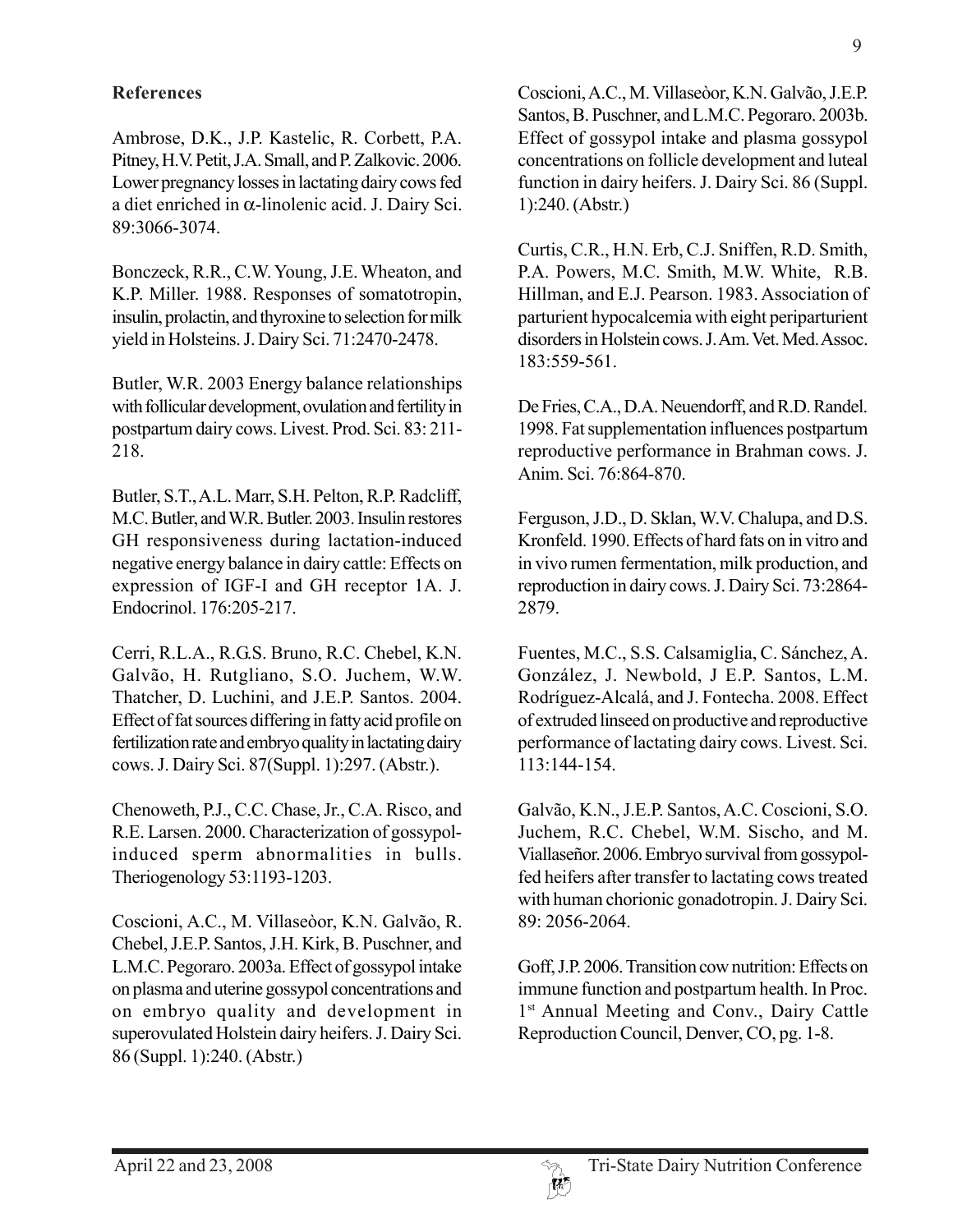## References

Ambrose, D.K., J.P. Kastelic, R. Corbett, P.A. Pitney, H.V. Petit, J.A. Small, and P. Zalkovic. 2006. Lower pregnancy losses in lactating dairy cows fed a diet enriched in $\alpha$-linolenic acid. J. Dairy Sci. 89:3066-3074.

Bonczeck, R.R., C.W. Young, J.E. Wheaton, and K.P. Miller. 1988. Responses of somatotropin, insulin, prolactin, and thyroxine to selection for milk yield in Holsteins. J. Dairy Sci. 71:2470-2478.

Butler, W.R. 2003 Energy balance relationships with follicular development, ovulation and fertility in postpartum dairy cows. Livest. Prod. Sci. 83: 211-218.

Butler, S.T., A.L. Marr, S.H. Pelton, R.P. Radcliff, M.C. Butler, and W.R. Butler. 2003. Insulin restores GH responsiveness during lactation-induced negative energy balance in dairy cattle: Effects on expression of IGF-I and GH receptor 1A. J. Endocrinol. 176:205-217.

Cerri, R.L.A., R.G.S. Bruno, R.C. Chebel, K.N. Galvão, H. Rutgliano, S.O. Juchem, W.W. Thatcher, D. Luchini, and J.E.P. Santos. 2004. Effect of fat sources differing in fatty acid profile on fertilization rate and embryo quality in lactating dairy cows. J. Dairy Sci. 87(Suppl. 1):297. (Abstr.).

Chenoweth, P.J., C.C. Chase, Jr., C.A. Risco, and R.E. Larsen. 2000. Characterization of gossypol-induced sperm abnormalities in bulls. Theriogenology 53:1193-1203.

Coscioni, A.C., M. Villaseòor, K.N. Galvão, R. Chebel, J.E.P. Santos, J.H. Kirk, B. Puschner, and L.M.C. Pegoraro. 2003a. Effect of gossypol intake on plasma and uterine gossypol concentrations and on embryo quality and development in superovulated Holstein dairy heifers. J. Dairy Sci. 86 (Suppl. 1):240. (Abstr.)

Coscioni, A.C., M. Villaseòor, K.N. Galvão, J.E.P. Santos, B. Puschner, and L.M.C. Pegoraro. 2003b. Effect of gossypol intake and plasma gossypol concentrations on follicle development and luteal function in dairy heifers. J. Dairy Sci. 86 (Suppl. 1):240. (Abstr.)

Curtis, C.R., H.N. Erb, C.J. Sniffen, R.D. Smith, P.A. Powers, M.C. Smith, M.W. White, R.B. Hillman, and E.J. Pearson. 1983. Association of parturient hypocalcemia with eight periparturient disorders in Holstein cows. J. Am. Vet. Med. Assoc. 183:559-561.

De Fries, C.A., D.A. Neuendorff, and R.D. Randel. 1998. Fat supplementation influences postpartum reproductive performance in Brahman cows. J. Anim. Sci. 76:864-870.

Ferguson, J.D., D. Sklan, W.V. Chalupa, and D.S. Kronfeld. 1990. Effects of hard fats on in vitro and in vivo rumen fermentation, milk production, and reproduction in dairy cows. J. Dairy Sci. 73:2864-2879.

Fuentes, M.C., S.S. Calsamiglia, C. Sánchez, A. González, J. Newbold, J E.P. Santos, L.M. Rodríguez-Alcalá, and J. Fontecha. 2008. Effect of extruded linseed on productive and reproductive performance of lactating dairy cows. Livest. Sci. 113:144-154.

Galvão, K.N., J.E.P. Santos, A.C. Coscioni, S.O. Juchem, R.C. Chebel, W.M. Sischo, and M. Viallaseñor. 2006. Embryo survival from gossypol-fed heifers after transfer to lactating cows treated with human chorionic gonadotropin. J. Dairy Sci. 89: 2056-2064.

Goff, J.P. 2006. Transition cow nutrition: Effects on immune function and postpartum health. In Proc. 1st Annual Meeting and Conv., Dairy Cattle Reproduction Council, Denver, CO, pg. 1-8.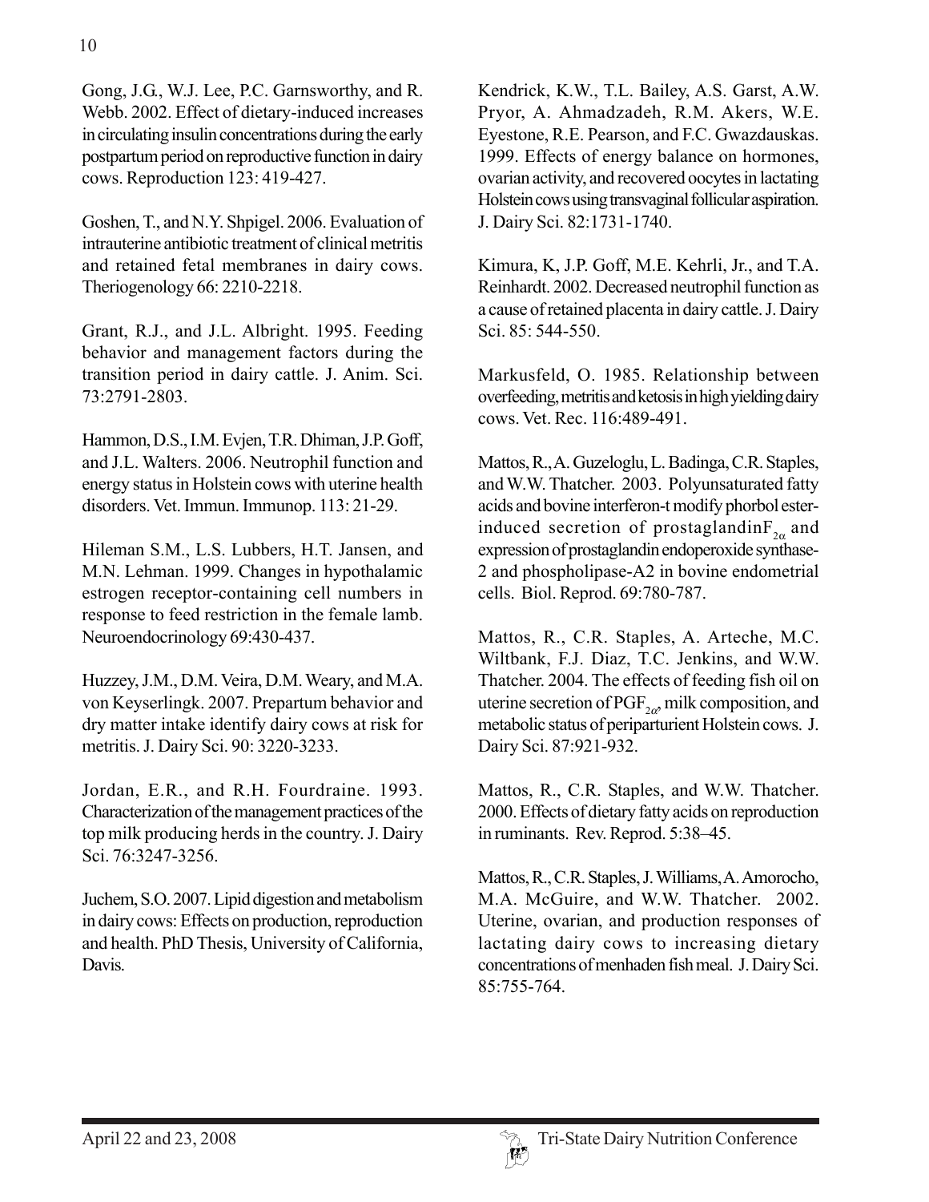Gong, J.G., W.J. Lee, P.C. Garnsworthy, and R. Webb. 2002. Effect of dietary-induced increases in circulating insulin concentrations during the early postpartum period on reproductive function in dairy cows. Reproduction 123: 419-427.

Goshen, T., and N.Y. Shpigel. 2006. Evaluation of intrauterine antibiotic treatment of clinical metritis and retained fetal membranes in dairy cows. Theriogenology 66: 2210-2218.

Grant, R.J., and J.L. Albright. 1995. Feeding behavior and management factors during the transition period in dairy cattle. J. Anim. Sci. 73:2791-2803.

Hammon, D.S., I.M. Evjen, T.R. Dhiman, J.P. Goff, and J.L. Walters. 2006. Neutrophil function and energy status in Holstein cows with uterine health disorders. Vet. Immun. Immunop. 113: 21-29.

Hileman S.M., L.S. Lubbers, H.T. Jansen, and M.N. Lehman. 1999. Changes in hypothalamic estrogen receptor-containing cell numbers in response to feed restriction in the female lamb. Neuroendocrinology 69:430-437.

Huzzey, J.M., D.M. Veira, D.M. Weary, and M.A. von Keyserlingk. 2007. Prepartum behavior and dry matter intake identify dairy cows at risk for metritis. J. Dairy Sci. 90: 3220-3233.

Jordan, E.R., and R.H. Fourdraine. 1993. Characterization of the management practices of the top milk producing herds in the country. J. Dairy Sci. 76:3247-3256.

Juchem, S.O. 2007. Lipid digestion and metabolism in dairy cows: Effects on production, reproduction and health. PhD Thesis, University of California, Davis.

Kendrick, K.W., T.L. Bailey, A.S. Garst, A.W. Pryor, A. Ahmadzadeh, R.M. Akers, W.E. Eyestone, R.E. Pearson, and F.C. Gwazdauskas. 1999. Effects of energy balance on hormones, ovarian activity, and recovered oocytes in lactating Holstein cows using transvaginal follicular aspiration. J. Dairy Sci. 82:1731-1740.

Kimura, K, J.P. Goff, M.E. Kehrli, Jr., and T.A. Reinhardt. 2002. Decreased neutrophil function as a cause of retained placenta in dairy cattle. J. Dairy Sci. 85: 544-550.

Markusfeld, O. 1985. Relationship between overfeeding, metritis and ketosis in high yielding dairy cows. Vet. Rec. 116:489-491.

Mattos, R., A. Guzeloglu, L. Badinga, C.R. Staples, and W.W. Thatcher. 2003. Polyunsaturated fatty acids and bovine interferon-t modify phorbol ester-induced secretion of prostaglandin$F_{2\alpha}$ and expression of prostaglandin endoperoxide synthase-2 and phospholipase-A2 in bovine endometrial cells. Biol. Reprod. 69:780-787.

Mattos, R., C.R. Staples, A. Arteche, M.C. Wiltbank, F.J. Diaz, T.C. Jenkins, and W.W. Thatcher. 2004. The effects of feeding fish oil on uterine secretion of $PGF_{2\alpha}$, milk composition, and metabolic status of periparturient Holstein cows. J. Dairy Sci. 87:921-932.

Mattos, R., C.R. Staples, and W.W. Thatcher. 2000. Effects of dietary fatty acids on reproduction in ruminants. Rev. Reprod. 5:38–45.

Mattos, R., C.R. Staples, J. Williams, A. Amorocho, M.A. McGuire, and W.W. Thatcher. 2002. Uterine, ovarian, and production responses of lactating dairy cows to increasing dietary concentrations of menhaden fish meal. J. Dairy Sci. 85:755-764.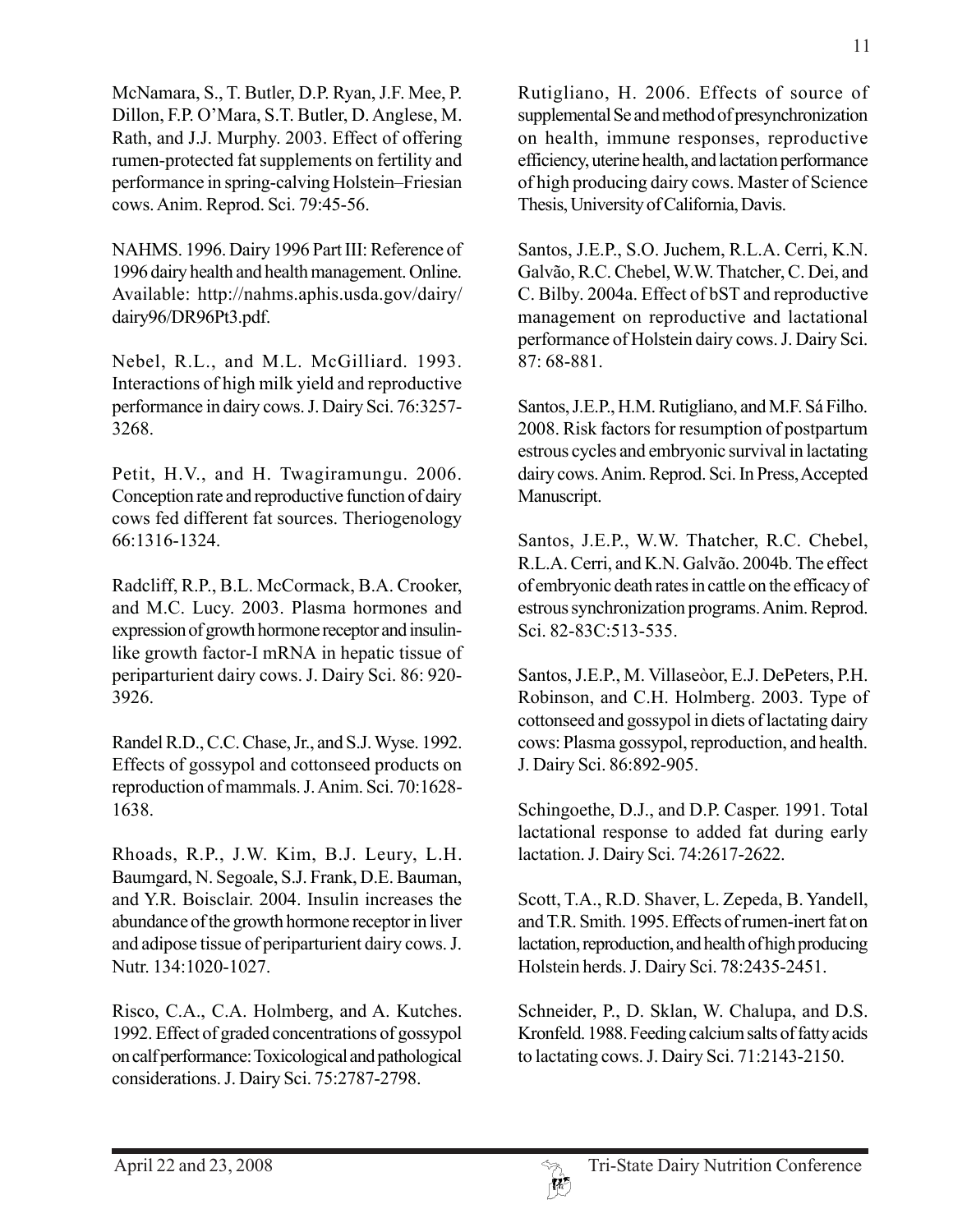McNamara, S., T. Butler, D.P. Ryan, J.F. Mee, P. Dillon, F.P. O'Mara, S.T. Butler, D. Anglese, M. Rath, and J.J. Murphy. 2003. Effect of offering rumen-protected fat supplements on fertility and performance in spring-calving Holstein–Friesian cows. Anim. Reprod. Sci. 79:45-56.

NAHMS. 1996. Dairy 1996 Part III: Reference of 1996 dairy health and health management. Online. Available: http://nahms.aphis.usda.gov/dairy/dairy96/DR96Pt3.pdf.

Nebel, R.L., and M.L. McGilliard. 1993. Interactions of high milk yield and reproductive performance in dairy cows. J. Dairy Sci. 76:3257-3268.

Petit, H.V., and H. Twagiramungu. 2006. Conception rate and reproductive function of dairy cows fed different fat sources. Theriogenology 66:1316-1324.

Radcliff, R.P., B.L. McCormack, B.A. Crooker, and M.C. Lucy. 2003. Plasma hormones and expression of growth hormone receptor and insulin-like growth factor-I mRNA in hepatic tissue of periparturient dairy cows. J. Dairy Sci. 86: 920-3926.

Randel R.D., C.C. Chase, Jr., and S.J. Wyse. 1992. Effects of gossypol and cottonseed products on reproduction of mammals. J. Anim. Sci. 70:1628-1638.

Rhoads, R.P., J.W. Kim, B.J. Leury, L.H. Baumgard, N. Segoale, S.J. Frank, D.E. Bauman, and Y.R. Boisclair. 2004. Insulin increases the abundance of the growth hormone receptor in liver and adipose tissue of periparturient dairy cows. J. Nutr. 134:1020-1027.

Risco, C.A., C.A. Holmberg, and A. Kutches. 1992. Effect of graded concentrations of gossypol on calf performance: Toxicological and pathological considerations. J. Dairy Sci. 75:2787-2798.

Rutigliano, H. 2006. Effects of source of supplemental Se and method of presynchronization on health, immune responses, reproductive efficiency, uterine health, and lactation performance of high producing dairy cows. Master of Science Thesis, University of California, Davis.

Santos, J.E.P., S.O. Juchem, R.L.A. Cerri, K.N. Galvão, R.C. Chebel, W.W. Thatcher, C. Dei, and C. Bilby. 2004a. Effect of bST and reproductive management on reproductive and lactational performance of Holstein dairy cows. J. Dairy Sci. 87: 68-881.

Santos, J.E.P., H.M. Rutigliano, and M.F. Sá Filho. 2008. Risk factors for resumption of postpartum estrous cycles and embryonic survival in lactating dairy cows. Anim. Reprod. Sci. In Press, Accepted Manuscript.

Santos, J.E.P., W.W. Thatcher, R.C. Chebel, R.L.A. Cerri, and K.N. Galvão. 2004b. The effect of embryonic death rates in cattle on the efficacy of estrous synchronization programs. Anim. Reprod. Sci. 82-83C:513-535.

Santos, J.E.P., M. Villaseòor, E.J. DePeters, P.H. Robinson, and C.H. Holmberg. 2003. Type of cottonseed and gossypol in diets of lactating dairy cows: Plasma gossypol, reproduction, and health. J. Dairy Sci. 86:892-905.

Schingoethe, D.J., and D.P. Casper. 1991. Total lactational response to added fat during early lactation. J. Dairy Sci. 74:2617-2622.

Scott, T.A., R.D. Shaver, L. Zepeda, B. Yandell, and T.R. Smith. 1995. Effects of rumen-inert fat on lactation, reproduction, and health of high producing Holstein herds. J. Dairy Sci. 78:2435-2451.

Schneider, P., D. Sklan, W. Chalupa, and D.S. Kronfeld. 1988. Feeding calcium salts of fatty acids to lactating cows. J. Dairy Sci. 71:2143-2150.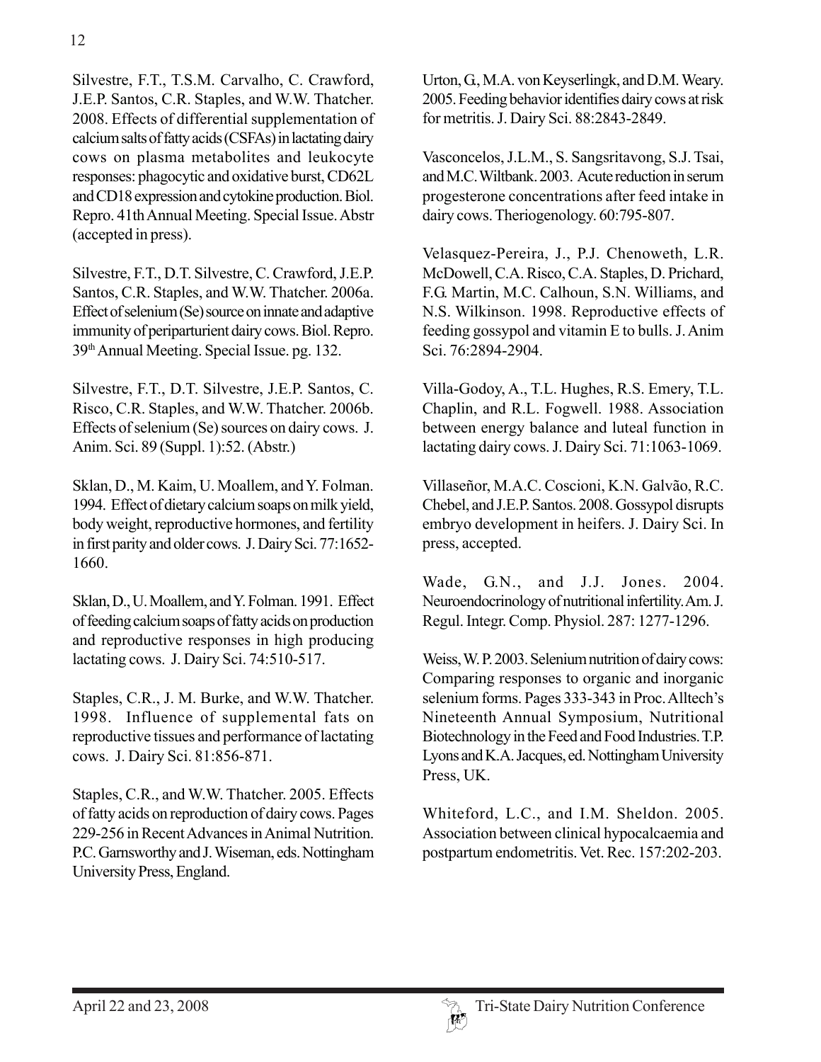Silvestre, F.T., T.S.M. Carvalho, C. Crawford, J.E.P. Santos, C.R. Staples, and W.W. Thatcher. 2008. Effects of differential supplementation of calcium salts of fatty acids (CSFAs) in lactating dairy cows on plasma metabolites and leukocyte responses: phagocytic and oxidative burst, CD62L and CD18 expression and cytokine production. Biol. Repro. 41th Annual Meeting. Special Issue. Abstr (accepted in press).

Silvestre, F.T., D.T. Silvestre, C. Crawford, J.E.P. Santos, C.R. Staples, and W.W. Thatcher. 2006a. Effect of selenium (Se) source on innate and adaptive immunity of periparturient dairy cows. Biol. Repro. 39th Annual Meeting. Special Issue. pg. 132.

Silvestre, F.T., D.T. Silvestre, J.E.P. Santos, C. Risco, C.R. Staples, and W.W. Thatcher. 2006b. Effects of selenium (Se) sources on dairy cows. J. Anim. Sci. 89 (Suppl. 1):52. (Abstr.)

Sklan, D., M. Kaim, U. Moallem, and Y. Folman. 1994. Effect of dietary calcium soaps on milk yield, body weight, reproductive hormones, and fertility in first parity and older cows. J. Dairy Sci. 77:1652-1660.

Sklan, D., U. Moallem, and Y. Folman. 1991. Effect of feeding calcium soaps of fatty acids on production and reproductive responses in high producing lactating cows. J. Dairy Sci. 74:510-517.

Staples, C.R., J. M. Burke, and W.W. Thatcher. 1998. Influence of supplemental fats on reproductive tissues and performance of lactating cows. J. Dairy Sci. 81:856-871.

Staples, C.R., and W.W. Thatcher. 2005. Effects of fatty acids on reproduction of dairy cows. Pages 229-256 in Recent Advances in Animal Nutrition. P.C. Garnsworthy and J. Wiseman, eds. Nottingham University Press, England.

Urton, G., M.A. von Keyserlingk, and D.M. Weary. 2005. Feeding behavior identifies dairy cows at risk for metritis. J. Dairy Sci. 88:2843-2849.

Vasconcelos, J.L.M., S. Sangsritavong, S.J. Tsai, and M.C. Wiltbank. 2003. Acute reduction in serum progesterone concentrations after feed intake in dairy cows. Theriogenology. 60:795-807.

Velasquez-Pereira, J., P.J. Chenoweth, L.R. McDowell, C.A. Risco, C.A. Staples, D. Prichard, F.G. Martin, M.C. Calhoun, S.N. Williams, and N.S. Wilkinson. 1998. Reproductive effects of feeding gossypol and vitamin E to bulls. J. Anim Sci. 76:2894-2904.

Villa-Godoy, A., T.L. Hughes, R.S. Emery, T.L. Chaplin, and R.L. Fogwell. 1988. Association between energy balance and luteal function in lactating dairy cows. J. Dairy Sci. 71:1063-1069.

Villaseñor, M.A.C. Coscioni, K.N. Galvão, R.C. Chebel, and J.E.P. Santos. 2008. Gossypol disrupts embryo development in heifers. J. Dairy Sci. In press, accepted.

Wade, G.N., and J.J. Jones. 2004. Neuroendocrinology of nutritional infertility. Am. J. Regul. Integr. Comp. Physiol. 287: 1277-1296.

Weiss, W. P. 2003. Selenium nutrition of dairy cows: Comparing responses to organic and inorganic selenium forms. Pages 333-343 in Proc. Alltech's Nineteenth Annual Symposium, Nutritional Biotechnology in the Feed and Food Industries. T.P. Lyons and K.A. Jacques, ed. Nottingham University Press, UK.

Whiteford, L.C., and I.M. Sheldon. 2005. Association between clinical hypocalcaemia and postpartum endometritis. Vet. Rec. 157:202-203.